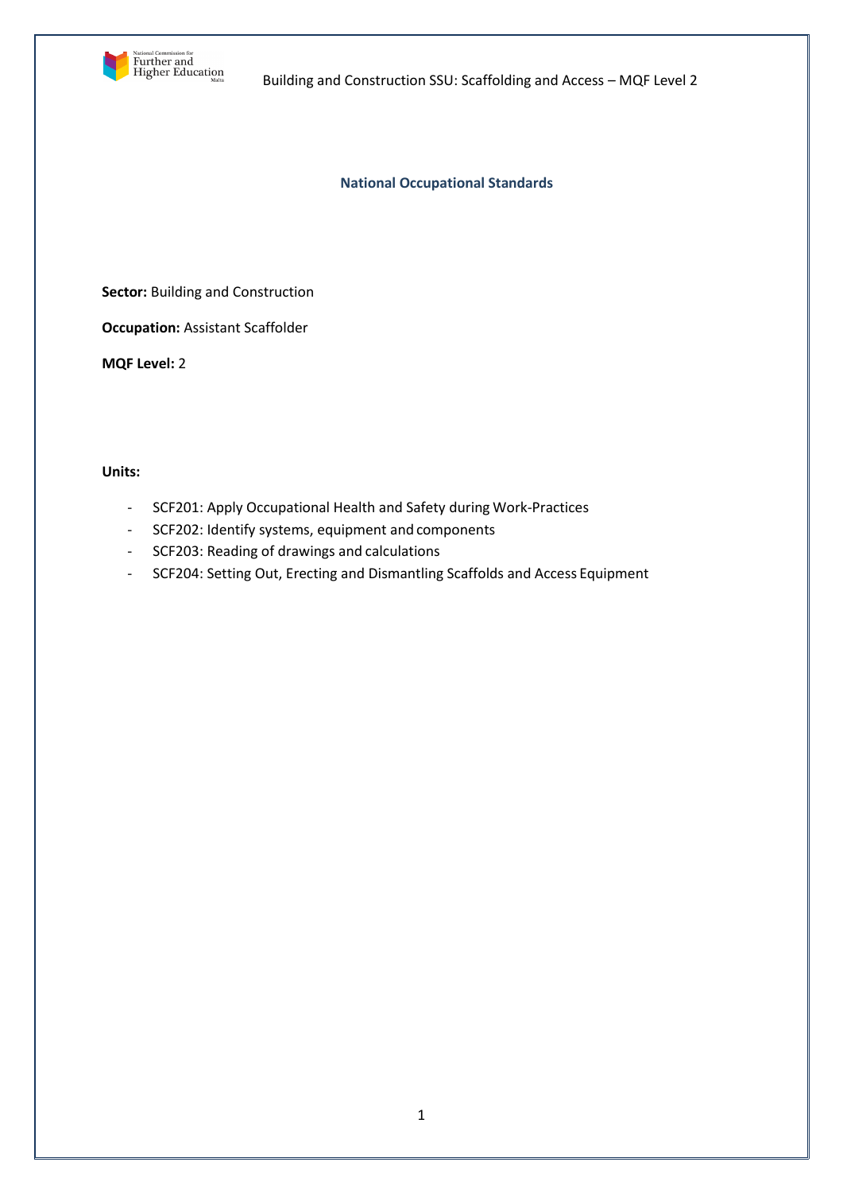## National Occupational Standards

**Sector:** Building and Construction

**Occupation:** Assistant Scaffolder

**MQF Level:** 2

**Units:**

- SCF201: Apply Occupational Health and Safety during Work-Practices
- SCF202: Identify systems, equipment and components
- SCF203: Reading of drawings and calculations
- SCF204: Setting Out, Erecting and Dismantling Scaffolds and Access Equipment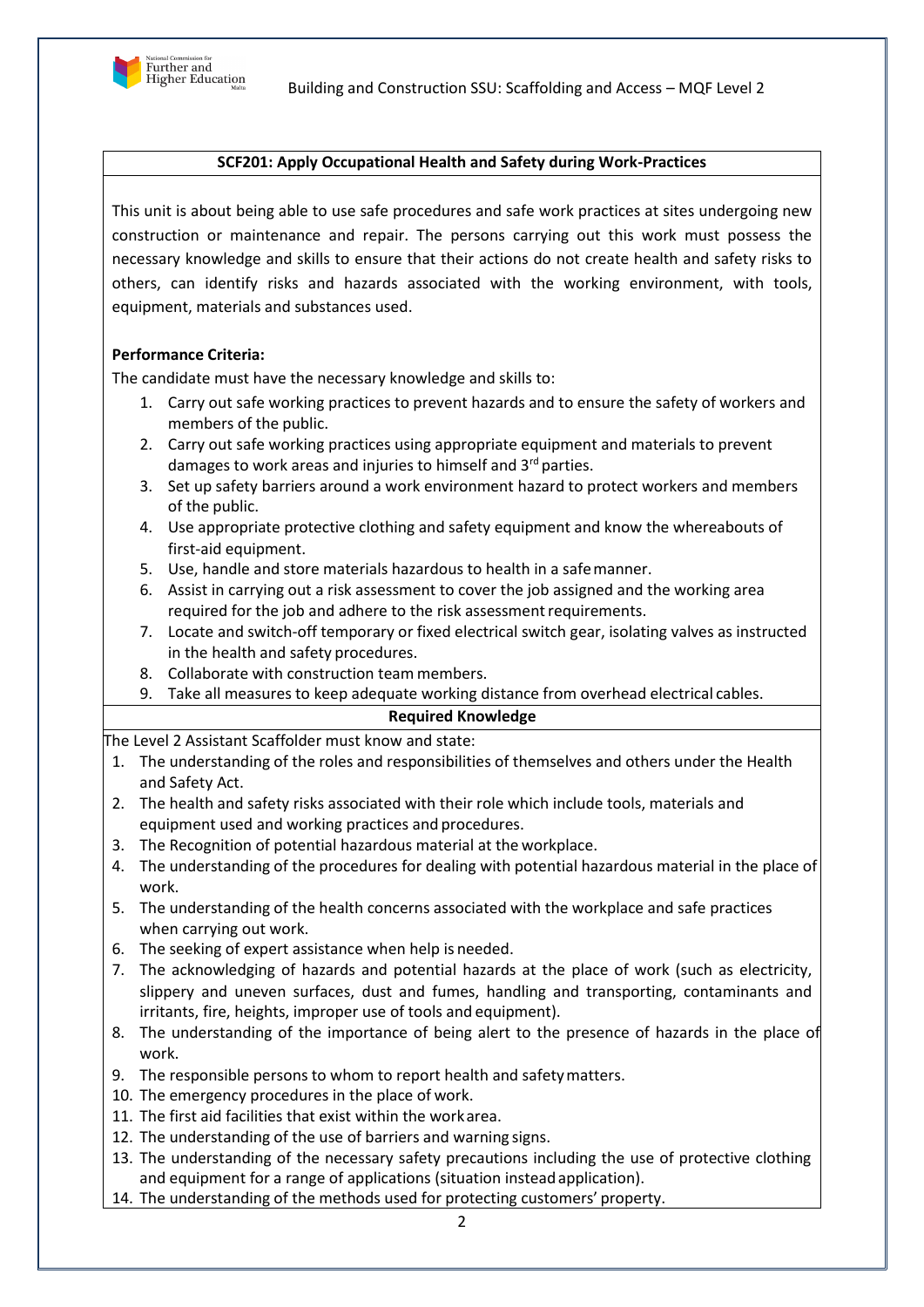## SCF201: Apply Occupational Health and Safety during Work-Practices

This unit is about being able to use safe procedures and safe work practices at sites undergoing new construction or maintenance and repair. The persons carrying out this work must possess the necessary knowledge and skills to ensure that their actions do not create health and safety risks to others, can identify risks and hazards associated with the working environment, with tools, equipment, materials and substances used.

**Performance Criteria:**

The candidate must have the necessary knowledge and skills to:

1. Carry out safe working practices to prevent hazards and to ensure the safety of workers and members of the public.
2. Carry out safe working practices using appropriate equipment and materials to prevent damages to work areas and injuries to himself and 3rd parties.
3. Set up safety barriers around a work environment hazard to protect workers and members of the public.
4. Use appropriate protective clothing and safety equipment and know the whereabouts of first-aid equipment.
5. Use, handle and store materials hazardous to health in a safe manner.
6. Assist in carrying out a risk assessment to cover the job assigned and the working area required for the job and adhere to the risk assessment requirements.
7. Locate and switch-off temporary or fixed electrical switch gear, isolating valves as instructed in the health and safety procedures.
8. Collaborate with construction team members.
9. Take all measures to keep adequate working distance from overhead electrical cables.

**Required Knowledge**

The Level 2 Assistant Scaffolder must know and state:

1. The understanding of the roles and responsibilities of themselves and others under the Health and Safety Act.
2. The health and safety risks associated with their role which include tools, materials and equipment used and working practices and procedures.
3. The Recognition of potential hazardous material at the workplace.
4. The understanding of the procedures for dealing with potential hazardous material in the place of work.
5. The understanding of the health concerns associated with the workplace and safe practices when carrying out work.
6. The seeking of expert assistance when help is needed.
7. The acknowledging of hazards and potential hazards at the place of work (such as electricity, slippery and uneven surfaces, dust and fumes, handling and transporting, contaminants and irritants, fire, heights, improper use of tools and equipment).
8. The understanding of the importance of being alert to the presence of hazards in the place of work.
9. The responsible persons to whom to report health and safety matters.
10. The emergency procedures in the place of work.
11. The first aid facilities that exist within the work area.
12. The understanding of the use of barriers and warning signs.
13. The understanding of the necessary safety precautions including the use of protective clothing and equipment for a range of applications (situation instead application).
14. The understanding of the methods used for protecting customers' property.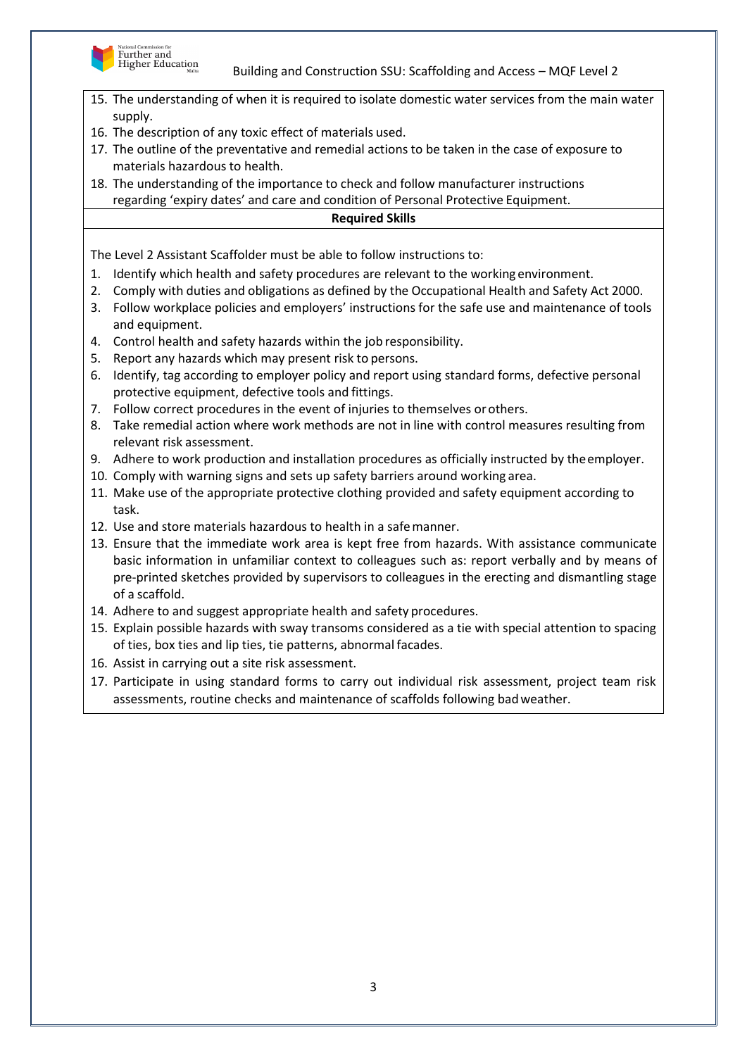15. The understanding of when it is required to isolate domestic water services from the main water supply.
16. The description of any toxic effect of materials used.
17. The outline of the preventative and remedial actions to be taken in the case of exposure to materials hazardous to health.
18. The understanding of the importance to check and follow manufacturer instructions regarding 'expiry dates' and care and condition of Personal Protective Equipment.

**Required Skills**

The Level 2 Assistant Scaffolder must be able to follow instructions to:

1. Identify which health and safety procedures are relevant to the working environment.
2. Comply with duties and obligations as defined by the Occupational Health and Safety Act 2000.
3. Follow workplace policies and employers' instructions for the safe use and maintenance of tools and equipment.
4. Control health and safety hazards within the job responsibility.
5. Report any hazards which may present risk to persons.
6. Identify, tag according to employer policy and report using standard forms, defective personal protective equipment, defective tools and fittings.
7. Follow correct procedures in the event of injuries to themselves or others.
8. Take remedial action where work methods are not in line with control measures resulting from relevant risk assessment.
9. Adhere to work production and installation procedures as officially instructed by the employer.
10. Comply with warning signs and sets up safety barriers around working area.
11. Make use of the appropriate protective clothing provided and safety equipment according to task.
12. Use and store materials hazardous to health in a safe manner.
13. Ensure that the immediate work area is kept free from hazards. With assistance communicate basic information in unfamiliar context to colleagues such as: report verbally and by means of pre-printed sketches provided by supervisors to colleagues in the erecting and dismantling stage of a scaffold.
14. Adhere to and suggest appropriate health and safety procedures.
15. Explain possible hazards with sway transoms considered as a tie with special attention to spacing of ties, box ties and lip ties, tie patterns, abnormal facades.
16. Assist in carrying out a site risk assessment.
17. Participate in using standard forms to carry out individual risk assessment, project team risk assessments, routine checks and maintenance of scaffolds following bad weather.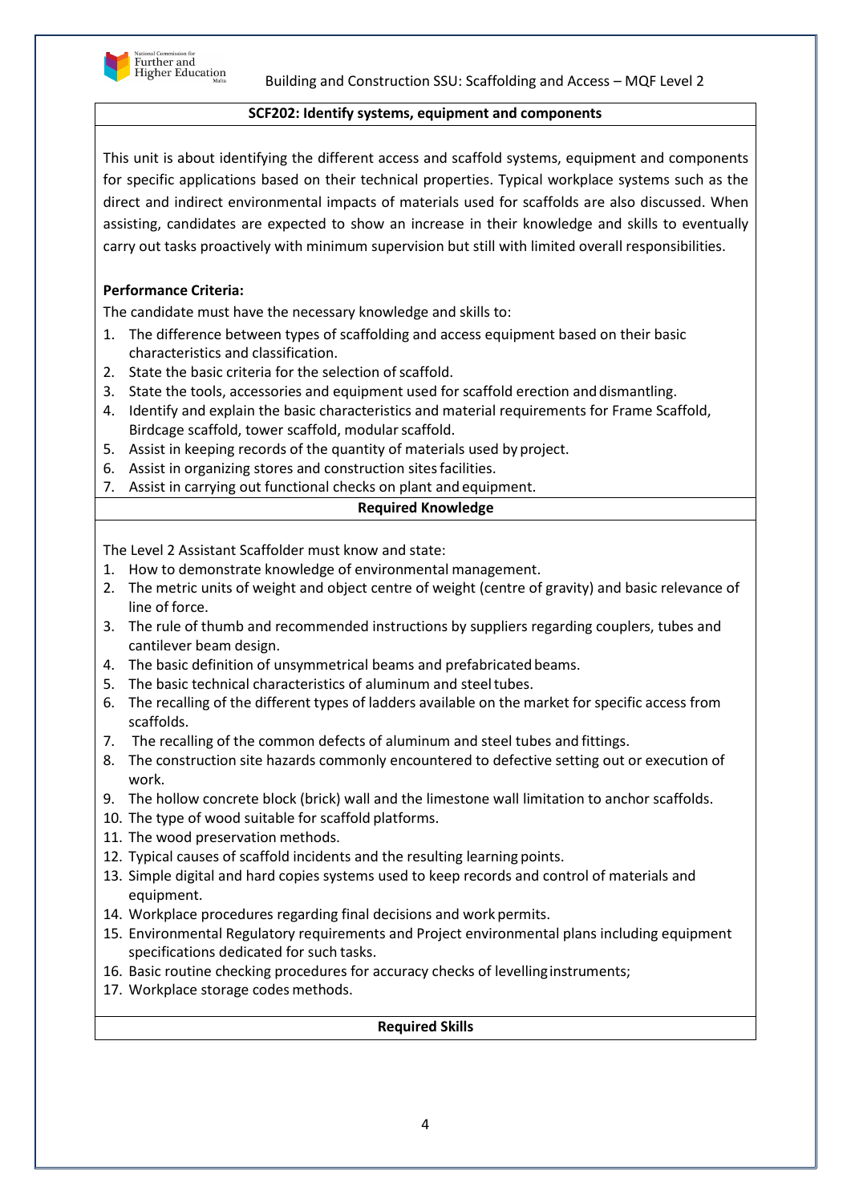## SCF202: Identify systems, equipment and components

This unit is about identifying the different access and scaffold systems, equipment and components for specific applications based on their technical properties. Typical workplace systems such as the direct and indirect environmental impacts of materials used for scaffolds are also discussed. When assisting, candidates are expected to show an increase in their knowledge and skills to eventually carry out tasks proactively with minimum supervision but still with limited overall responsibilities.

**Performance Criteria:**

The candidate must have the necessary knowledge and skills to:

1. The difference between types of scaffolding and access equipment based on their basic characteristics and classification.
2. State the basic criteria for the selection of scaffold.
3. State the tools, accessories and equipment used for scaffold erection and dismantling.
4. Identify and explain the basic characteristics and material requirements for Frame Scaffold, Birdcage scaffold, tower scaffold, modular scaffold.
5. Assist in keeping records of the quantity of materials used by project.
6. Assist in organizing stores and construction sites facilities.
7. Assist in carrying out functional checks on plant and equipment.

### Required Knowledge

The Level 2 Assistant Scaffolder must know and state:

1. How to demonstrate knowledge of environmental management.
2. The metric units of weight and object centre of weight (centre of gravity) and basic relevance of line of force.
3. The rule of thumb and recommended instructions by suppliers regarding couplers, tubes and cantilever beam design.
4. The basic definition of unsymmetrical beams and prefabricated beams.
5. The basic technical characteristics of aluminum and steel tubes.
6. The recalling of the different types of ladders available on the market for specific access from scaffolds.
7. The recalling of the common defects of aluminum and steel tubes and fittings.
8. The construction site hazards commonly encountered to defective setting out or execution of work.
9. The hollow concrete block (brick) wall and the limestone wall limitation to anchor scaffolds.
10. The type of wood suitable for scaffold platforms.
11. The wood preservation methods.
12. Typical causes of scaffold incidents and the resulting learning points.
13. Simple digital and hard copies systems used to keep records and control of materials and equipment.
14. Workplace procedures regarding final decisions and work permits.
15. Environmental Regulatory requirements and Project environmental plans including equipment specifications dedicated for such tasks.
16. Basic routine checking procedures for accuracy checks of levelling instruments;
17. Workplace storage codes methods.

### Required Skills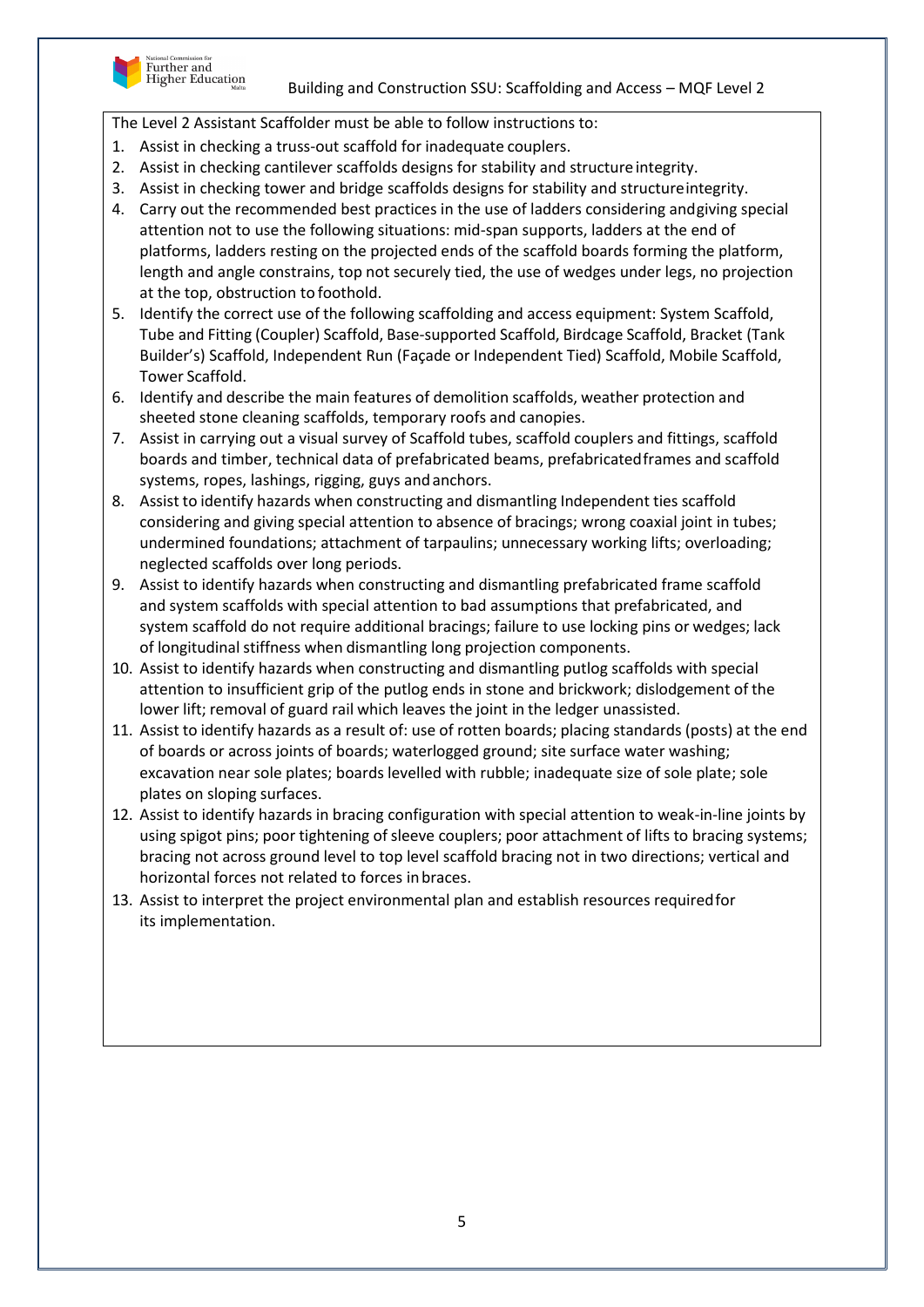The Level 2 Assistant Scaffolder must be able to follow instructions to:

1. Assist in checking a truss-out scaffold for inadequate couplers.
2. Assist in checking cantilever scaffolds designs for stability and structure integrity.
3. Assist in checking tower and bridge scaffolds designs for stability and structure integrity.
4. Carry out the recommended best practices in the use of ladders considering and giving special attention not to use the following situations: mid-span supports, ladders at the end of platforms, ladders resting on the projected ends of the scaffold boards forming the platform, length and angle constrains, top not securely tied, the use of wedges under legs, no projection at the top, obstruction to foothold.
5. Identify the correct use of the following scaffolding and access equipment: System Scaffold, Tube and Fitting (Coupler) Scaffold, Base-supported Scaffold, Birdcage Scaffold, Bracket (Tank Builder's) Scaffold, Independent Run (Façade or Independent Tied) Scaffold, Mobile Scaffold, Tower Scaffold.
6. Identify and describe the main features of demolition scaffolds, weather protection and sheeted stone cleaning scaffolds, temporary roofs and canopies.
7. Assist in carrying out a visual survey of Scaffold tubes, scaffold couplers and fittings, scaffold boards and timber, technical data of prefabricated beams, prefabricated frames and scaffold systems, ropes, lashings, rigging, guys and anchors.
8. Assist to identify hazards when constructing and dismantling Independent ties scaffold considering and giving special attention to absence of bracings; wrong coaxial joint in tubes; undermined foundations; attachment of tarpaulins; unnecessary working lifts; overloading; neglected scaffolds over long periods.
9. Assist to identify hazards when constructing and dismantling prefabricated frame scaffold and system scaffolds with special attention to bad assumptions that prefabricated, and system scaffold do not require additional bracings; failure to use locking pins or wedges; lack of longitudinal stiffness when dismantling long projection components.
10. Assist to identify hazards when constructing and dismantling putlog scaffolds with special attention to insufficient grip of the putlog ends in stone and brickwork; dislodgement of the lower lift; removal of guard rail which leaves the joint in the ledger unassisted.
11. Assist to identify hazards as a result of: use of rotten boards; placing standards (posts) at the end of boards or across joints of boards; waterlogged ground; site surface water washing; excavation near sole plates; boards levelled with rubble; inadequate size of sole plate; sole plates on sloping surfaces.
12. Assist to identify hazards in bracing configuration with special attention to weak-in-line joints by using spigot pins; poor tightening of sleeve couplers; poor attachment of lifts to bracing systems; bracing not across ground level to top level scaffold bracing not in two directions; vertical and horizontal forces not related to forces in braces.
13. Assist to interpret the project environmental plan and establish resources required for its implementation.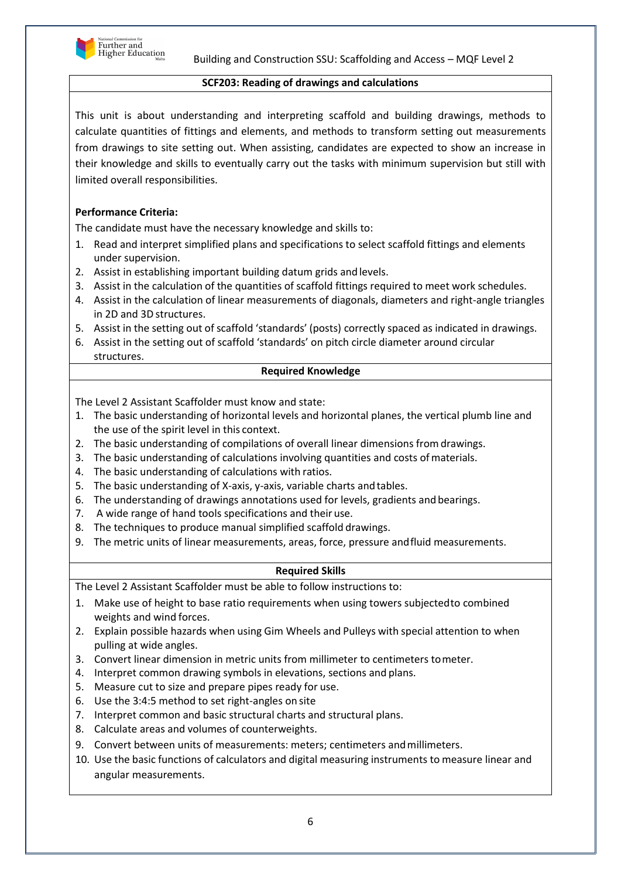## SCF203: Reading of drawings and calculations

This unit is about understanding and interpreting scaffold and building drawings, methods to calculate quantities of fittings and elements, and methods to transform setting out measurements from drawings to site setting out. When assisting, candidates are expected to show an increase in their knowledge and skills to eventually carry out the tasks with minimum supervision but still with limited overall responsibilities.

**Performance Criteria:**

The candidate must have the necessary knowledge and skills to:

1. Read and interpret simplified plans and specifications to select scaffold fittings and elements under supervision.
2. Assist in establishing important building datum grids and levels.
3. Assist in the calculation of the quantities of scaffold fittings required to meet work schedules.
4. Assist in the calculation of linear measurements of diagonals, diameters and right-angle triangles in 2D and 3D structures.
5. Assist in the setting out of scaffold 'standards' (posts) correctly spaced as indicated in drawings.
6. Assist in the setting out of scaffold 'standards' on pitch circle diameter around circular structures.

### Required Knowledge

The Level 2 Assistant Scaffolder must know and state:

1. The basic understanding of horizontal levels and horizontal planes, the vertical plumb line and the use of the spirit level in this context.
2. The basic understanding of compilations of overall linear dimensions from drawings.
3. The basic understanding of calculations involving quantities and costs of materials.
4. The basic understanding of calculations with ratios.
5. The basic understanding of X-axis, y-axis, variable charts and tables.
6. The understanding of drawings annotations used for levels, gradients and bearings.
7. A wide range of hand tools specifications and their use.
8. The techniques to produce manual simplified scaffold drawings.
9. The metric units of linear measurements, areas, force, pressure and fluid measurements.

### Required Skills

The Level 2 Assistant Scaffolder must be able to follow instructions to:

1. Make use of height to base ratio requirements when using towers subjected to combined weights and wind forces.
2. Explain possible hazards when using Gim Wheels and Pulleys with special attention to when pulling at wide angles.
3. Convert linear dimension in metric units from millimeter to centimeters to meter.
4. Interpret common drawing symbols in elevations, sections and plans.
5. Measure cut to size and prepare pipes ready for use.
6. Use the 3:4:5 method to set right-angles on site
7. Interpret common and basic structural charts and structural plans.
8. Calculate areas and volumes of counterweights.
9. Convert between units of measurements: meters; centimeters and millimeters.
10. Use the basic functions of calculators and digital measuring instruments to measure linear and angular measurements.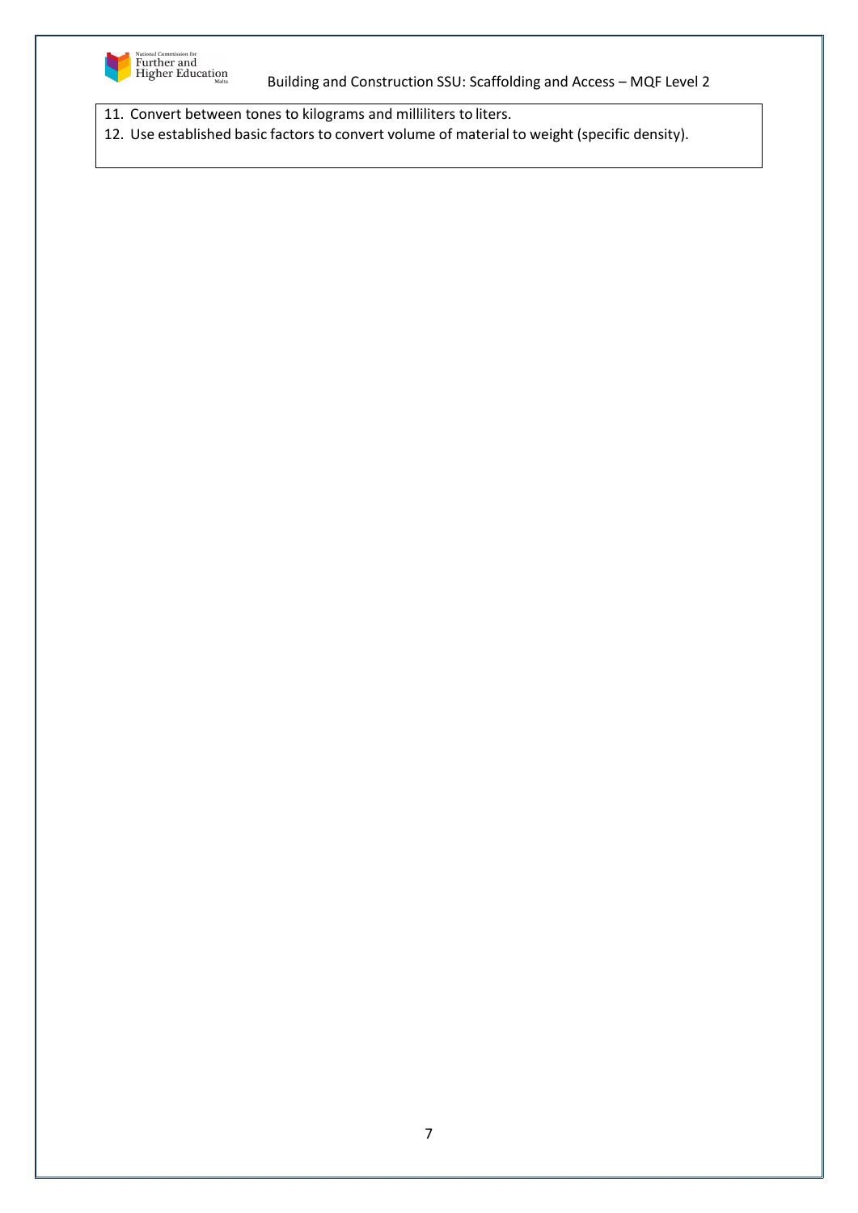11. Convert between tones to kilograms and milliliters to liters.
12. Use established basic factors to convert volume of material to weight (specific density).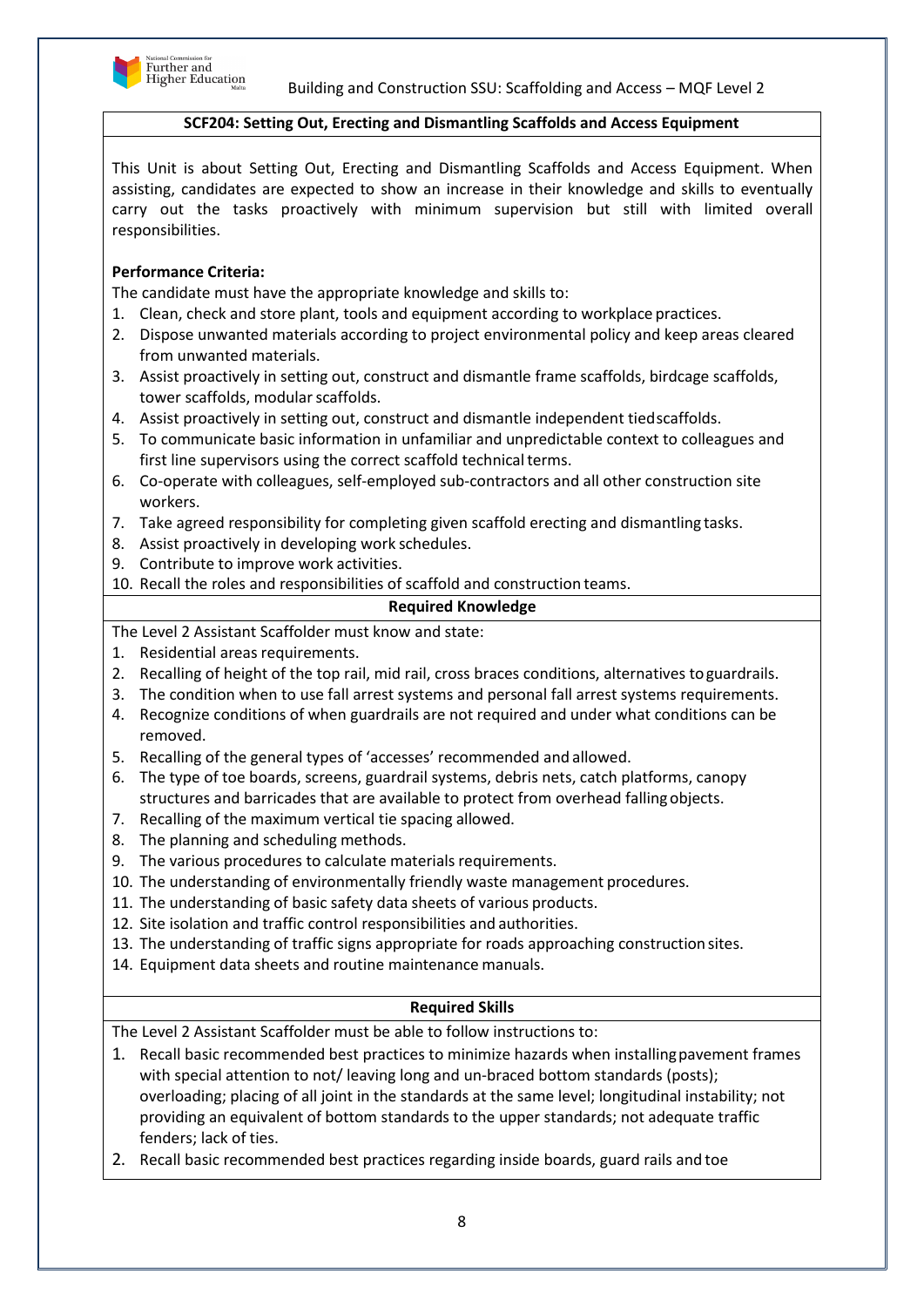## SCF204: Setting Out, Erecting and Dismantling Scaffolds and Access Equipment

This Unit is about Setting Out, Erecting and Dismantling Scaffolds and Access Equipment. When assisting, candidates are expected to show an increase in their knowledge and skills to eventually carry out the tasks proactively with minimum supervision but still with limited overall responsibilities.

**Performance Criteria:**

The candidate must have the appropriate knowledge and skills to:

1. Clean, check and store plant, tools and equipment according to workplace practices.
2. Dispose unwanted materials according to project environmental policy and keep areas cleared from unwanted materials.
3. Assist proactively in setting out, construct and dismantle frame scaffolds, birdcage scaffolds, tower scaffolds, modular scaffolds.
4. Assist proactively in setting out, construct and dismantle independent tied scaffolds.
5. To communicate basic information in unfamiliar and unpredictable context to colleagues and first line supervisors using the correct scaffold technical terms.
6. Co-operate with colleagues, self-employed sub-contractors and all other construction site workers.
7. Take agreed responsibility for completing given scaffold erecting and dismantling tasks.
8. Assist proactively in developing work schedules.
9. Contribute to improve work activities.
10. Recall the roles and responsibilities of scaffold and construction teams.

### Required Knowledge

The Level 2 Assistant Scaffolder must know and state:

1. Residential areas requirements.
2. Recalling of height of the top rail, mid rail, cross braces conditions, alternatives to guardrails.
3. The condition when to use fall arrest systems and personal fall arrest systems requirements.
4. Recognize conditions of when guardrails are not required and under what conditions can be removed.
5. Recalling of the general types of 'accesses' recommended and allowed.
6. The type of toe boards, screens, guardrail systems, debris nets, catch platforms, canopy structures and barricades that are available to protect from overhead falling objects.
7. Recalling of the maximum vertical tie spacing allowed.
8. The planning and scheduling methods.
9. The various procedures to calculate materials requirements.
10. The understanding of environmentally friendly waste management procedures.
11. The understanding of basic safety data sheets of various products.
12. Site isolation and traffic control responsibilities and authorities.
13. The understanding of traffic signs appropriate for roads approaching construction sites.
14. Equipment data sheets and routine maintenance manuals.

### Required Skills

The Level 2 Assistant Scaffolder must be able to follow instructions to:

1. Recall basic recommended best practices to minimize hazards when installing pavement frames with special attention to not/ leaving long and un-braced bottom standards (posts); overloading; placing of all joint in the standards at the same level; longitudinal instability; not providing an equivalent of bottom standards to the upper standards; not adequate traffic fenders; lack of ties.
2. Recall basic recommended best practices regarding inside boards, guard rails and toe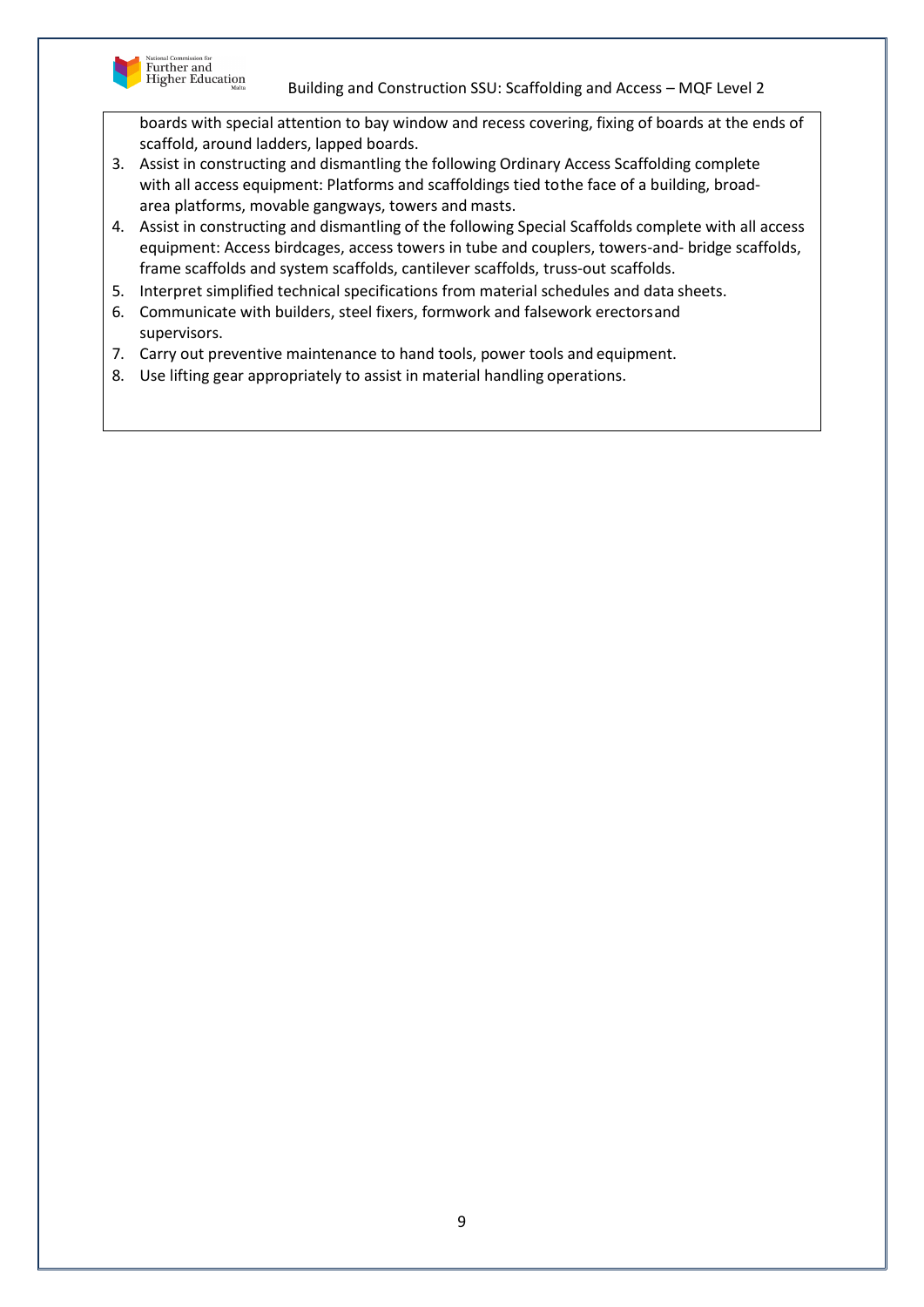boards with special attention to bay window and recess covering, fixing of boards at the ends of scaffold, around ladders, lapped boards.

3. Assist in constructing and dismantling the following Ordinary Access Scaffolding complete with all access equipment: Platforms and scaffoldings tied tothe face of a building, broad-area platforms, movable gangways, towers and masts.
4. Assist in constructing and dismantling of the following Special Scaffolds complete with all access equipment: Access birdcages, access towers in tube and couplers, towers-and- bridge scaffolds, frame scaffolds and system scaffolds, cantilever scaffolds, truss-out scaffolds.
5. Interpret simplified technical specifications from material schedules and data sheets.
6. Communicate with builders, steel fixers, formwork and falsework erectorsand supervisors.
7. Carry out preventive maintenance to hand tools, power tools and equipment.
8. Use lifting gear appropriately to assist in material handling operations.